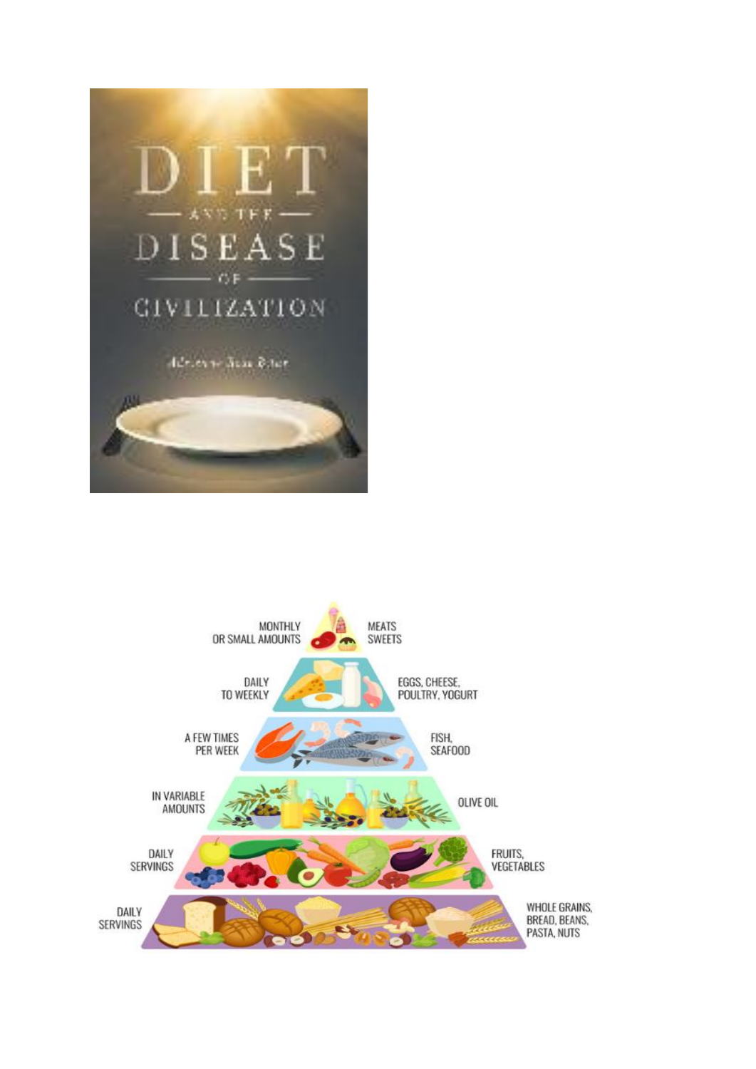# DIET

AND THE

# DISEASE

OF

# CIVILIZATION

Adrienne Rose Bitar

| Frequency | Foods |
| --- | --- |
| MONTHLY OR SMALL AMOUNTS | MEATS, SWEETS |
| DAILY TO WEEKLY | EGGS, CHEESE, POULTRY, YOGURT |
| A FEW TIMES PER WEEK | FISH, SEAFOOD |
| IN VARIABLE AMOUNTS | OLIVE OIL |
| DAILY SERVINGS | FRUITS, VEGETABLES |
| DAILY SERVINGS | WHOLE GRAINS, BREAD, BEANS, PASTA, NUTS |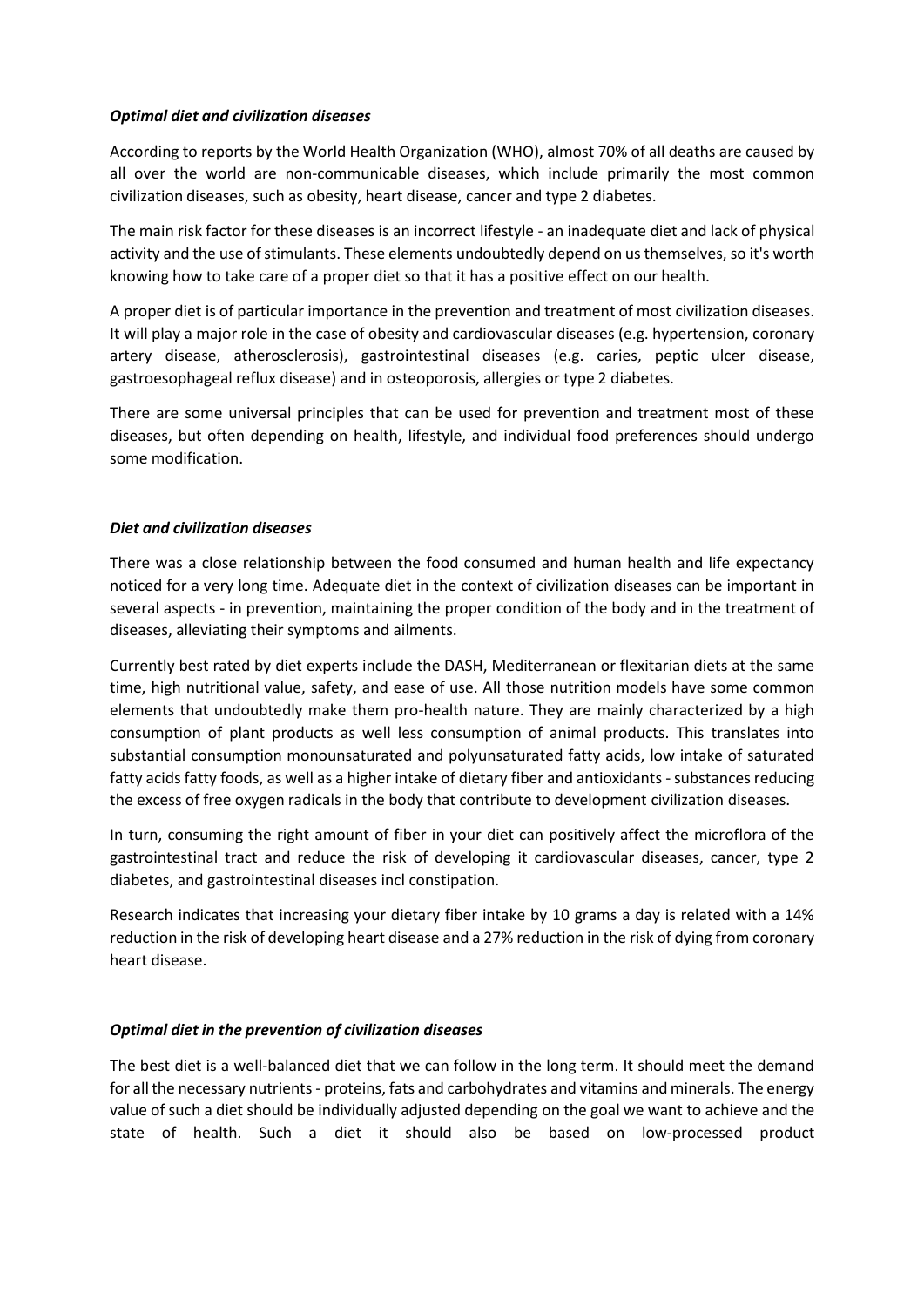***Optimal diet and civilization diseases***

According to reports by the World Health Organization (WHO), almost 70% of all deaths are caused by all over the world are non-communicable diseases, which include primarily the most common civilization diseases, such as obesity, heart disease, cancer and type 2 diabetes.

The main risk factor for these diseases is an incorrect lifestyle - an inadequate diet and lack of physical activity and the use of stimulants. These elements undoubtedly depend on us themselves, so it's worth knowing how to take care of a proper diet so that it has a positive effect on our health.

A proper diet is of particular importance in the prevention and treatment of most civilization diseases. It will play a major role in the case of obesity and cardiovascular diseases (e.g. hypertension, coronary artery disease, atherosclerosis), gastrointestinal diseases (e.g. caries, peptic ulcer disease, gastroesophageal reflux disease) and in osteoporosis, allergies or type 2 diabetes.

There are some universal principles that can be used for prevention and treatment most of these diseases, but often depending on health, lifestyle, and individual food preferences should undergo some modification.

***Diet and civilization diseases***

There was a close relationship between the food consumed and human health and life expectancy noticed for a very long time. Adequate diet in the context of civilization diseases can be important in several aspects - in prevention, maintaining the proper condition of the body and in the treatment of diseases, alleviating their symptoms and ailments.

Currently best rated by diet experts include the DASH, Mediterranean or flexitarian diets at the same time, high nutritional value, safety, and ease of use. All those nutrition models have some common elements that undoubtedly make them pro-health nature. They are mainly characterized by a high consumption of plant products as well less consumption of animal products. This translates into substantial consumption monounsaturated and polyunsaturated fatty acids, low intake of saturated fatty acids fatty foods, as well as a higher intake of dietary fiber and antioxidants - substances reducing the excess of free oxygen radicals in the body that contribute to development civilization diseases.

In turn, consuming the right amount of fiber in your diet can positively affect the microflora of the gastrointestinal tract and reduce the risk of developing it cardiovascular diseases, cancer, type 2 diabetes, and gastrointestinal diseases incl constipation.

Research indicates that increasing your dietary fiber intake by 10 grams a day is related with a 14% reduction in the risk of developing heart disease and a 27% reduction in the risk of dying from coronary heart disease.

***Optimal diet in the prevention of civilization diseases***

The best diet is a well-balanced diet that we can follow in the long term. It should meet the demand for all the necessary nutrients - proteins, fats and carbohydrates and vitamins and minerals. The energy value of such a diet should be individually adjusted depending on the goal we want to achieve and the state of health. Such a diet it should also be based on low-processed product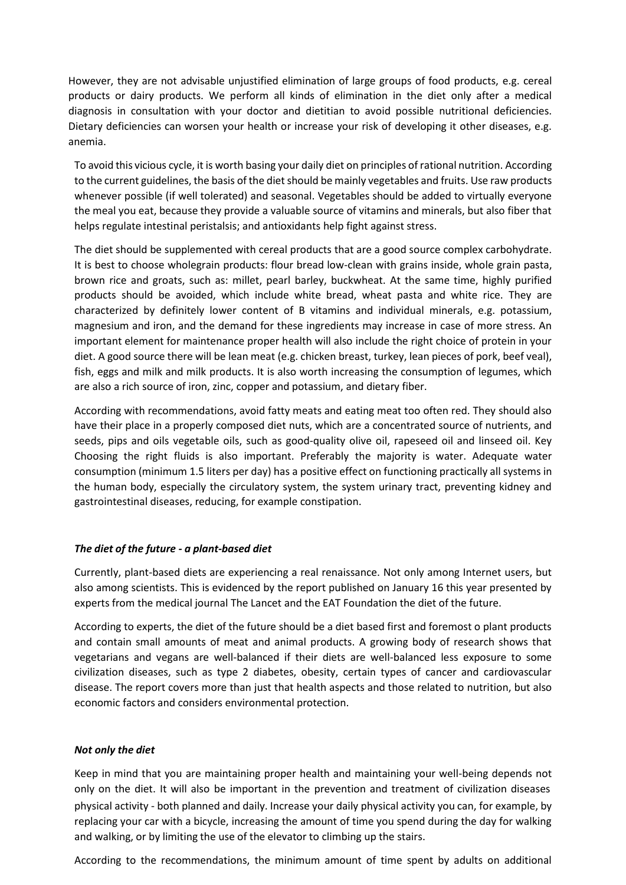However, they are not advisable unjustified elimination of large groups of food products, e.g. cereal products or dairy products. We perform all kinds of elimination in the diet only after a medical diagnosis in consultation with your doctor and dietitian to avoid possible nutritional deficiencies. Dietary deficiencies can worsen your health or increase your risk of developing it other diseases, e.g. anemia.

To avoid this vicious cycle, it is worth basing your daily diet on principles of rational nutrition. According to the current guidelines, the basis of the diet should be mainly vegetables and fruits. Use raw products whenever possible (if well tolerated) and seasonal. Vegetables should be added to virtually everyone the meal you eat, because they provide a valuable source of vitamins and minerals, but also fiber that helps regulate intestinal peristalsis; and antioxidants help fight against stress.

The diet should be supplemented with cereal products that are a good source complex carbohydrate. It is best to choose wholegrain products: flour bread low-clean with grains inside, whole grain pasta, brown rice and groats, such as: millet, pearl barley, buckwheat. At the same time, highly purified products should be avoided, which include white bread, wheat pasta and white rice. They are characterized by definitely lower content of B vitamins and individual minerals, e.g. potassium, magnesium and iron, and the demand for these ingredients may increase in case of more stress. An important element for maintenance proper health will also include the right choice of protein in your diet. A good source there will be lean meat (e.g. chicken breast, turkey, lean pieces of pork, beef veal), fish, eggs and milk and milk products. It is also worth increasing the consumption of legumes, which are also a rich source of iron, zinc, copper and potassium, and dietary fiber.

According with recommendations, avoid fatty meats and eating meat too often red. They should also have their place in a properly composed diet nuts, which are a concentrated source of nutrients, and seeds, pips and oils vegetable oils, such as good-quality olive oil, rapeseed oil and linseed oil. Key Choosing the right fluids is also important. Preferably the majority is water. Adequate water consumption (minimum 1.5 liters per day) has a positive effect on functioning practically all systems in the human body, especially the circulatory system, the system urinary tract, preventing kidney and gastrointestinal diseases, reducing, for example constipation.

***The diet of the future - a plant-based diet***

Currently, plant-based diets are experiencing a real renaissance. Not only among Internet users, but also among scientists. This is evidenced by the report published on January 16 this year presented by experts from the medical journal The Lancet and the EAT Foundation the diet of the future.

According to experts, the diet of the future should be a diet based first and foremost o plant products and contain small amounts of meat and animal products. A growing body of research shows that vegetarians and vegans are well-balanced if their diets are well-balanced less exposure to some civilization diseases, such as type 2 diabetes, obesity, certain types of cancer and cardiovascular disease. The report covers more than just that health aspects and those related to nutrition, but also economic factors and considers environmental protection.

***Not only the diet***

Keep in mind that you are maintaining proper health and maintaining your well-being depends not only on the diet. It will also be important in the prevention and treatment of civilization diseases physical activity - both planned and daily. Increase your daily physical activity you can, for example, by replacing your car with a bicycle, increasing the amount of time you spend during the day for walking and walking, or by limiting the use of the elevator to climbing up the stairs.

According to the recommendations, the minimum amount of time spent by adults on additional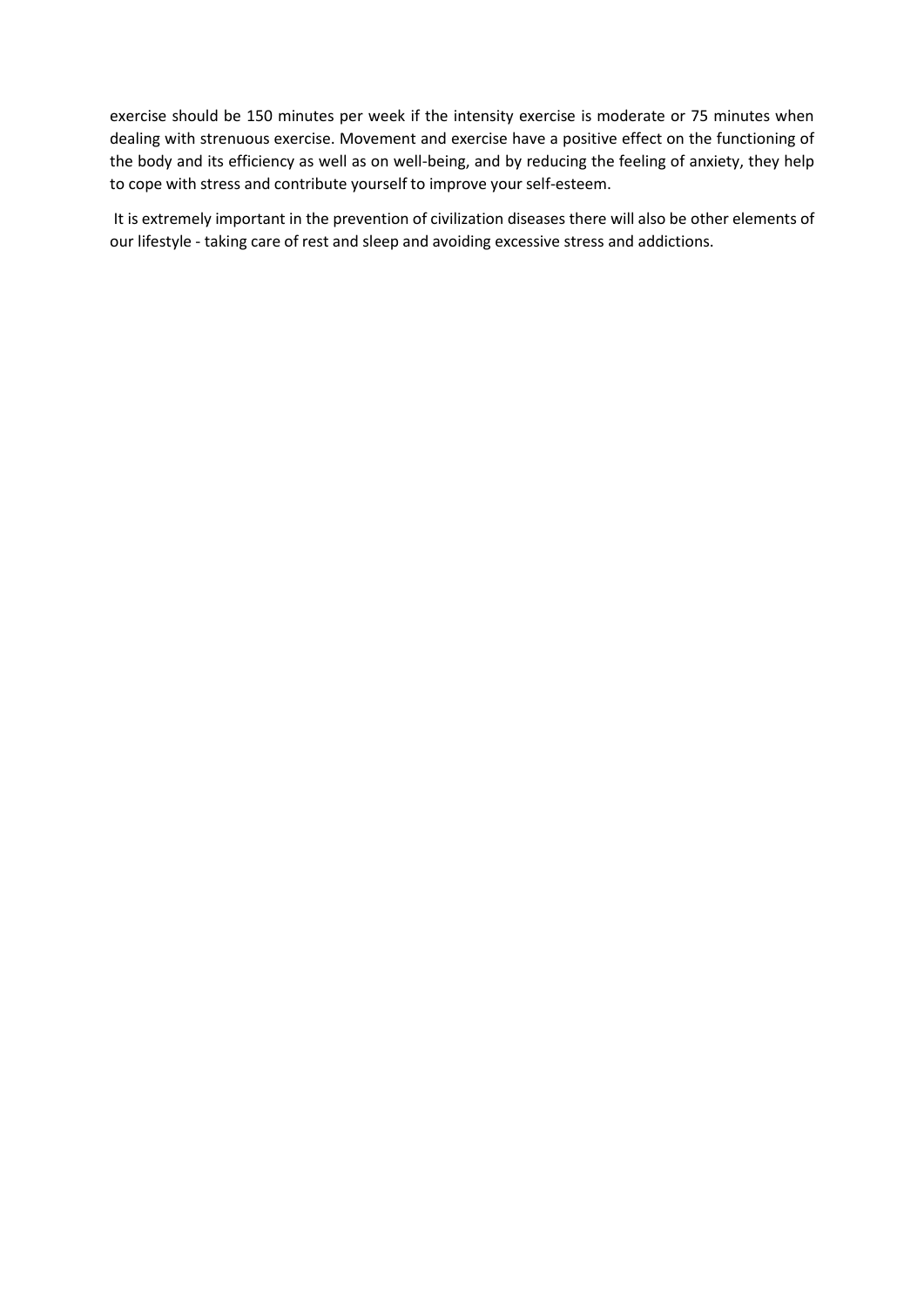exercise should be 150 minutes per week if the intensity exercise is moderate or 75 minutes when dealing with strenuous exercise. Movement and exercise have a positive effect on the functioning of the body and its efficiency as well as on well-being, and by reducing the feeling of anxiety, they help to cope with stress and contribute yourself to improve your self-esteem.

It is extremely important in the prevention of civilization diseases there will also be other elements of our lifestyle - taking care of rest and sleep and avoiding excessive stress and addictions.